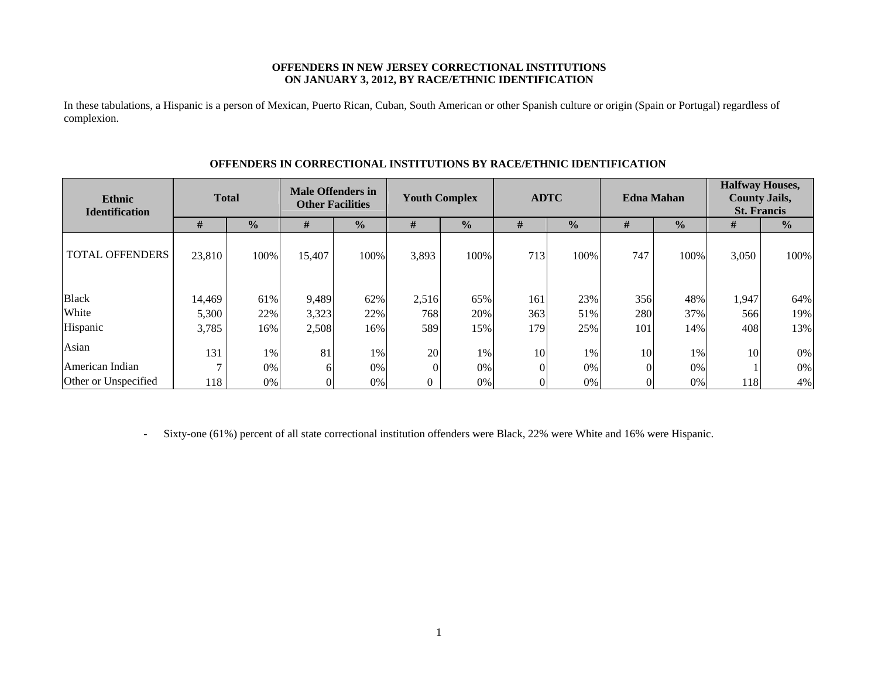# OFFENDERS IN NEW JERSEY CORRECTIONAL INSTITUTIONS ON JANUARY 3, 2012, BY RACE/ETHNIC IDENTIFICATION

In these tabulations, a Hispanic is a person of Mexican, Puerto Rican, Cuban, South American or other Spanish culture or origin (Spain or Portugal) regardless of complexion.

## OFFENDERS IN CORRECTIONAL INSTITUTIONS BY RACE/ETHNIC IDENTIFICATION

| Ethnic Identification | Total | | Male Offenders in Other Facilities | | Youth Complex | | ADTC | | Edna Mahan | | Halfway Houses, County Jails, St. Francis | |
|---|---|---|---|---|---|---|---|---|---|---|---|---|
| | # | % | # | % | # | % | # | % | # | % | # | % |
| TOTAL OFFENDERS | 23,810 | 100% | 15,407 | 100% | 3,893 | 100% | 713 | 100% | 747 | 100% | 3,050 | 100% |
| Black | 14,469 | 61% | 9,489 | 62% | 2,516 | 65% | 161 | 23% | 356 | 48% | 1,947 | 64% |
| White | 5,300 | 22% | 3,323 | 22% | 768 | 20% | 363 | 51% | 280 | 37% | 566 | 19% |
| Hispanic | 3,785 | 16% | 2,508 | 16% | 589 | 15% | 179 | 25% | 101 | 14% | 408 | 13% |
| Asian | 131 | 1% | 81 | 1% | 20 | 1% | 10 | 1% | 10 | 1% | 10 | 0% |
| American Indian | 7 | 0% | 6 | 0% | 0 | 0% | 0 | 0% | 0 | 0% | 1 | 0% |
| Other or Unspecified | 118 | 0% | 0 | 0% | 0 | 0% | 0 | 0% | 0 | 0% | 118 | 4% |

- Sixty-one (61%) percent of all state correctional institution offenders were Black, 22% were White and 16% were Hispanic.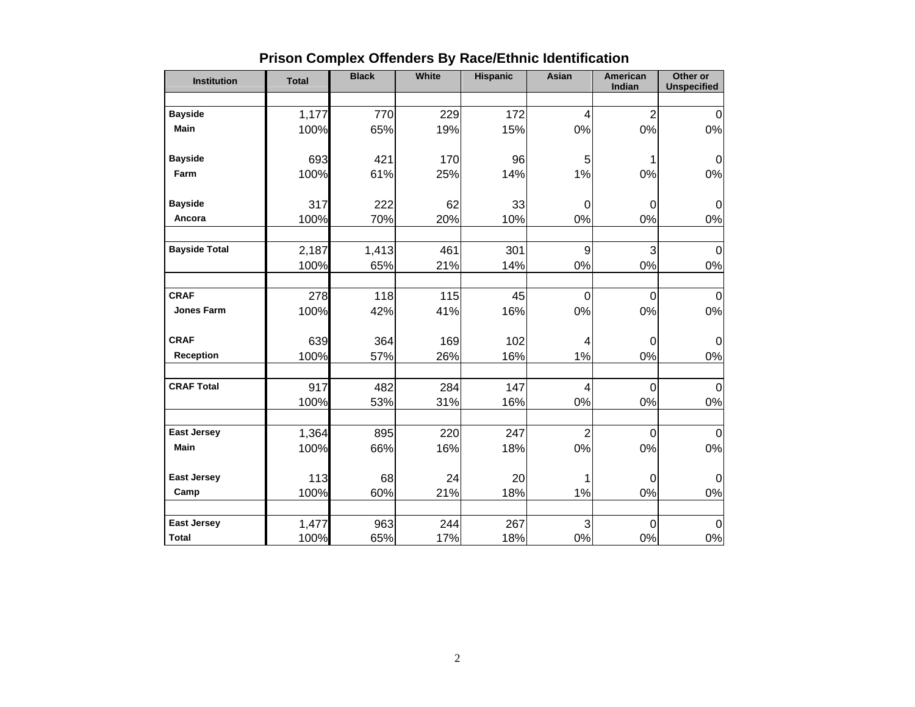## Prison Complex Offenders By Race/Ethnic Identification

| Institution | Total | Black | White | Hispanic | Asian | American Indian | Other or Unspecified |
|---|---|---|---|---|---|---|---|
| **Bayside Main** | 1,177 | 770 | 229 | 172 | 4 | 2 | 0 |
| | 100% | 65% | 19% | 15% | 0% | 0% | 0% |
| **Bayside Farm** | 693 | 421 | 170 | 96 | 5 | 1 | 0 |
| | 100% | 61% | 25% | 14% | 1% | 0% | 0% |
| **Bayside Ancora** | 317 | 222 | 62 | 33 | 0 | 0 | 0 |
| | 100% | 70% | 20% | 10% | 0% | 0% | 0% |
| **Bayside Total** | 2,187 | 1,413 | 461 | 301 | 9 | 3 | 0 |
| | 100% | 65% | 21% | 14% | 0% | 0% | 0% |
| **CRAF Jones Farm** | 278 | 118 | 115 | 45 | 0 | 0 | 0 |
| | 100% | 42% | 41% | 16% | 0% | 0% | 0% |
| **CRAF Reception** | 639 | 364 | 169 | 102 | 4 | 0 | 0 |
| | 100% | 57% | 26% | 16% | 1% | 0% | 0% |
| **CRAF Total** | 917 | 482 | 284 | 147 | 4 | 0 | 0 |
| | 100% | 53% | 31% | 16% | 0% | 0% | 0% |
| **East Jersey Main** | 1,364 | 895 | 220 | 247 | 2 | 0 | 0 |
| | 100% | 66% | 16% | 18% | 0% | 0% | 0% |
| **East Jersey Camp** | 113 | 68 | 24 | 20 | 1 | 0 | 0 |
| | 100% | 60% | 21% | 18% | 1% | 0% | 0% |
| **East Jersey Total** | 1,477 | 963 | 244 | 267 | 3 | 0 | 0 |
| | 100% | 65% | 17% | 18% | 0% | 0% | 0% |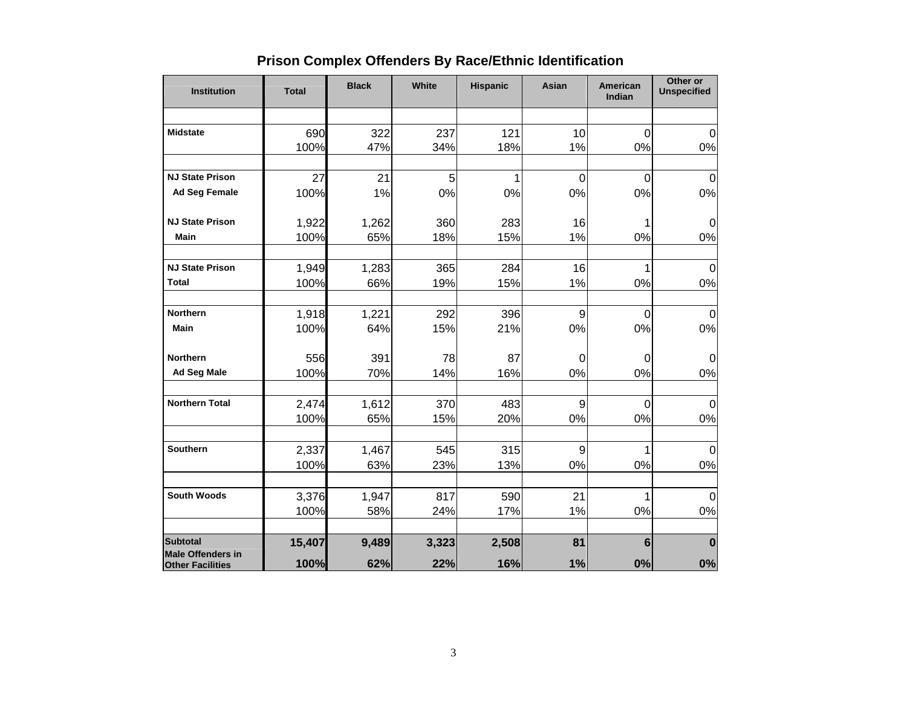## Prison Complex Offenders By Race/Ethnic Identification

| Institution | Total | Black | White | Hispanic | Asian | American Indian | Other or Unspecified |
|---|---|---|---|---|---|---|---|
| **Midstate** | 690 | 322 | 237 | 121 | 10 | 0 | 0 |
| | 100% | 47% | 34% | 18% | 1% | 0% | 0% |
| **NJ State Prison Ad Seg Female** | 27 | 21 | 5 | 1 | 0 | 0 | 0 |
| | 100% | 1% | 0% | 0% | 0% | 0% | 0% |
| **NJ State Prison Main** | 1,922 | 1,262 | 360 | 283 | 16 | 1 | 0 |
| | 100% | 65% | 18% | 15% | 1% | 0% | 0% |
| **NJ State Prison Total** | 1,949 | 1,283 | 365 | 284 | 16 | 1 | 0 |
| | 100% | 66% | 19% | 15% | 1% | 0% | 0% |
| **Northern Main** | 1,918 | 1,221 | 292 | 396 | 9 | 0 | 0 |
| | 100% | 64% | 15% | 21% | 0% | 0% | 0% |
| **Northern Ad Seg Male** | 556 | 391 | 78 | 87 | 0 | 0 | 0 |
| | 100% | 70% | 14% | 16% | 0% | 0% | 0% |
| **Northern Total** | 2,474 | 1,612 | 370 | 483 | 9 | 0 | 0 |
| | 100% | 65% | 15% | 20% | 0% | 0% | 0% |
| **Southern** | 2,337 | 1,467 | 545 | 315 | 9 | 1 | 0 |
| | 100% | 63% | 23% | 13% | 0% | 0% | 0% |
| **South Woods** | 3,376 | 1,947 | 817 | 590 | 21 | 1 | 0 |
| | 100% | 58% | 24% | 17% | 1% | 0% | 0% |
| **Subtotal** | **15,407** | **9,489** | **3,323** | **2,508** | **81** | **6** | **0** |
| **Male Offenders in Other Facilities** | **100%** | **62%** | **22%** | **16%** | **1%** | **0%** | **0%** |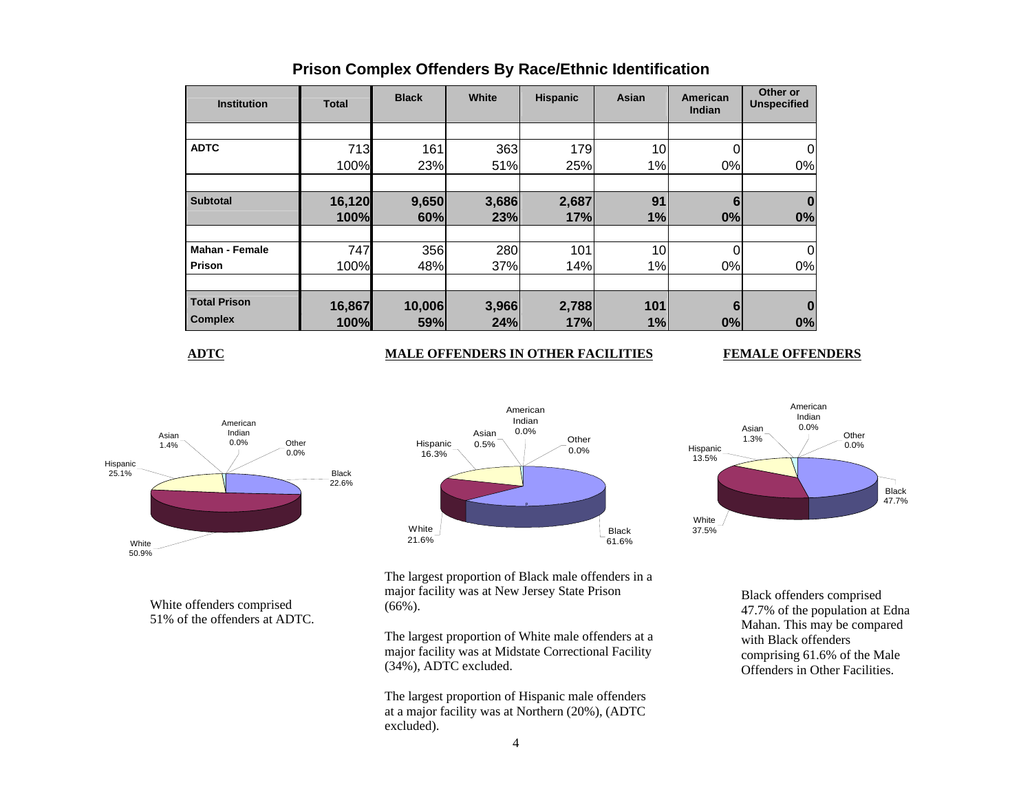# Prison Complex Offenders By Race/Ethnic Identification

| Institution | Total | Black | White | Hispanic | Asian | American Indian | Other or Unspecified |
|---|---|---|---|---|---|---|---|
| ADTC | 713 | 161 | 363 | 179 | 10 | 0 | 0 |
| | 100% | 23% | 51% | 25% | 1% | 0% | 0% |
| **Subtotal** | **16,120** | **9,650** | **3,686** | **2,687** | **91** | **6** | **0** |
| | **100%** | **60%** | **23%** | **17%** | **1%** | **0%** | **0%** |
| **Mahan - Female Prison** | 747 | 356 | 280 | 101 | 10 | 0 | 0 |
| | 100% | 48% | 37% | 14% | 1% | 0% | 0% |
| **Total Prison Complex** | **16,867** | **10,006** | **3,966** | **2,788** | **101** | **6** | **0** |
| | **100%** | **59%** | **24%** | **17%** | **1%** | **0%** | **0%** |

**ADTC**

White 50.9%, Hispanic 25.1%, Black 22.6%, Asian 1.4%, American Indian 0.0%, Other 0.0%

White offenders comprised 51% of the offenders at ADTC.

**MALE OFFENDERS IN OTHER FACILITIES**

Black 61.6%, White 21.6%, Hispanic 16.3%, Asian 0.5%, American Indian 0.0%, Other 0.0%

The largest proportion of Black male offenders in a major facility was at New Jersey State Prison (66%).

The largest proportion of White male offenders at a major facility was at Midstate Correctional Facility (34%), ADTC excluded.

The largest proportion of Hispanic male offenders at a major facility was at Northern (20%), (ADTC excluded).

**FEMALE OFFENDERS**

Black 47.7%, White 37.5%, Hispanic 13.5%, Asian 1.3%, American Indian 0.0%, Other 0.0%

Black offenders comprised 47.7% of the population at Edna Mahan. This may be compared with Black offenders comprising 61.6% of the Male Offenders in Other Facilities.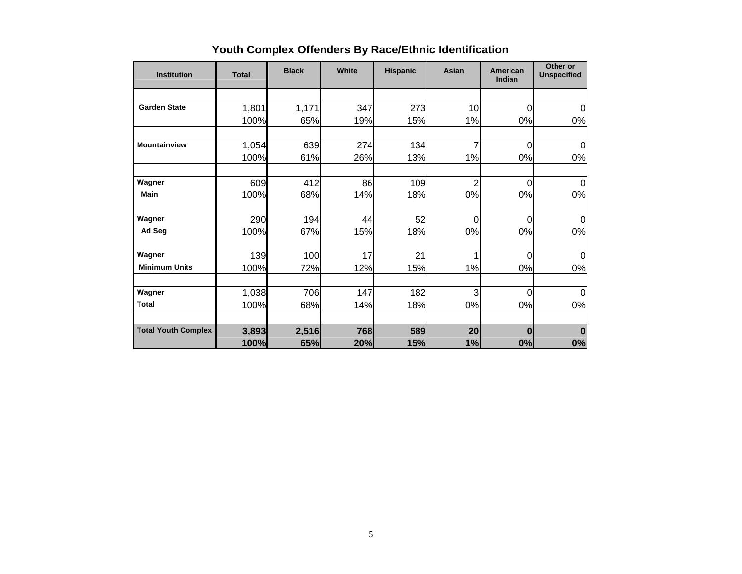## Youth Complex Offenders By Race/Ethnic Identification

| Institution | Total | Black | White | Hispanic | Asian | American Indian | Other or Unspecified |
|---|---|---|---|---|---|---|---|
| Garden State | 1,801 | 1,171 | 347 | 273 | 10 | 0 | 0 |
| | 100% | 65% | 19% | 15% | 1% | 0% | 0% |
| Mountainview | 1,054 | 639 | 274 | 134 | 7 | 0 | 0 |
| | 100% | 61% | 26% | 13% | 1% | 0% | 0% |
| Wagner | 609 | 412 | 86 | 109 | 2 | 0 | 0 |
| Main | 100% | 68% | 14% | 18% | 0% | 0% | 0% |
| Wagner | 290 | 194 | 44 | 52 | 0 | 0 | 0 |
| Ad Seg | 100% | 67% | 15% | 18% | 0% | 0% | 0% |
| Wagner | 139 | 100 | 17 | 21 | 1 | 0 | 0 |
| Minimum Units | 100% | 72% | 12% | 15% | 1% | 0% | 0% |
| Wagner | 1,038 | 706 | 147 | 182 | 3 | 0 | 0 |
| Total | 100% | 68% | 14% | 18% | 0% | 0% | 0% |
| **Total Youth Complex** | **3,893** | **2,516** | **768** | **589** | **20** | **0** | **0** |
| | **100%** | **65%** | **20%** | **15%** | **1%** | **0%** | **0%** |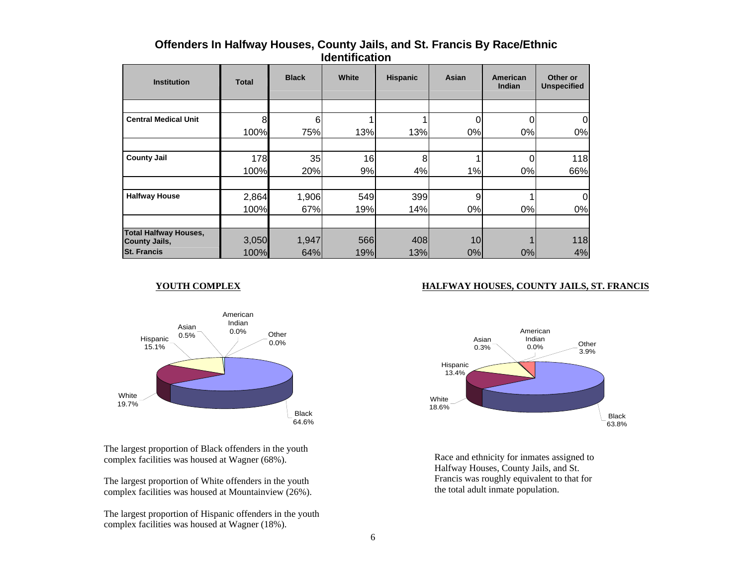## Offenders In Halfway Houses, County Jails, and St. Francis By Race/Ethnic Identification

| Institution | Total | Black | White | Hispanic | Asian | American Indian | Other or Unspecified |
|---|---|---|---|---|---|---|---|
| Central Medical Unit | 8 | 6 | 1 | 1 | 0 | 0 | 0 |
| | 100% | 75% | 13% | 13% | 0% | 0% | 0% |
| County Jail | 178 | 35 | 16 | 8 | 1 | 0 | 118 |
| | 100% | 20% | 9% | 4% | 1% | 0% | 66% |
| Halfway House | 2,864 | 1,906 | 549 | 399 | 9 | 1 | 0 |
| | 100% | 67% | 19% | 14% | 0% | 0% | 0% |
| **Total Halfway Houses, County Jails, St. Francis** | 3,050 | 1,947 | 566 | 408 | 10 | 1 | 118 |
| | 100% | 64% | 19% | 13% | 0% | 0% | 4% |

### YOUTH COMPLEX

American Indian 0.0%
Asian 0.5%
Other 0.0%
Hispanic 15.1%
White 19.7%
Black 64.6%

The largest proportion of Black offenders in the youth complex facilities was housed at Wagner (68%).

The largest proportion of White offenders in the youth complex facilities was housed at Mountainview (26%).

The largest proportion of Hispanic offenders in the youth complex facilities was housed at Wagner (18%).

### HALFWAY HOUSES, COUNTY JAILS, ST. FRANCIS

American Indian 0.0%
Asian 0.3%
Other 3.9%
Hispanic 13.4%
White 18.6%
Black 63.8%

Race and ethnicity for inmates assigned to Halfway Houses, County Jails, and St. Francis was roughly equivalent to that for the total adult inmate population.